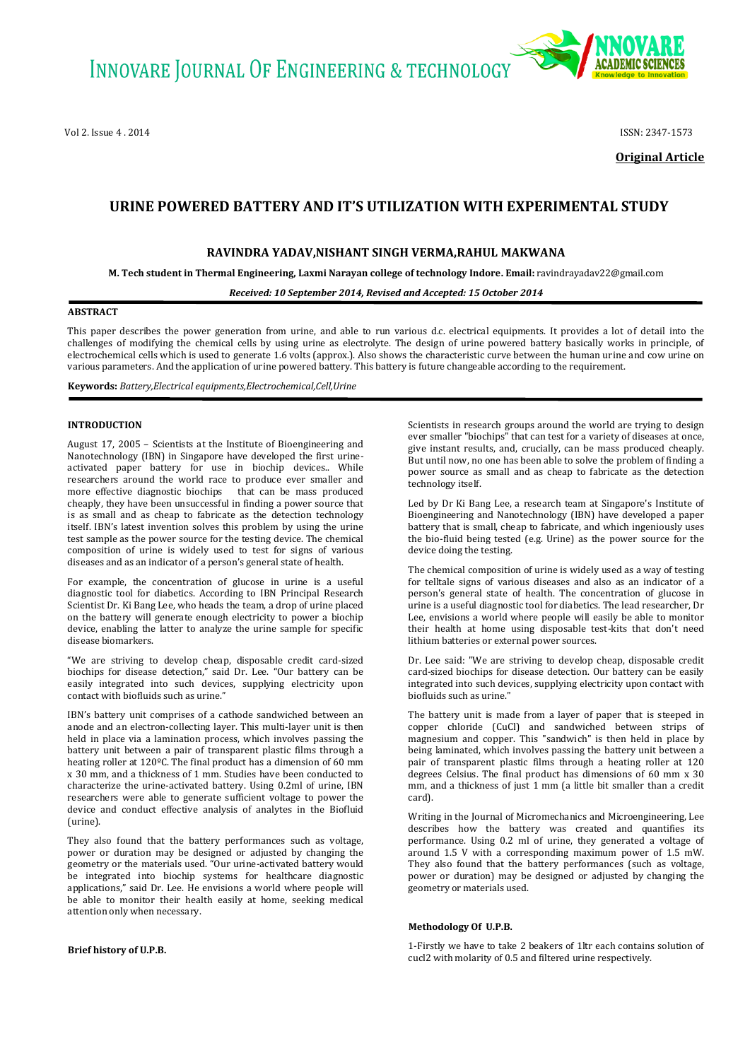# URINE POWERED BATTERY AND IT'S UTILIZATION WITH EXPERIMENTAL STUDY

**RAVINDRA YADAV,NISHANT SINGH VERMA,RAHUL MAKWANA**

**M. Tech student in Thermal Engineering, Laxmi Narayan college of technology Indore. Email:** ravindrayadav22@gmail.com

***Received: 10 September 2014, Revised and Accepted: 15 October 2014***

**Original Article**

## ABSTRACT

This paper describes the power generation from urine, and able to run various d.c. electrical equipments. It provides a lot of detail into the challenges of modifying the chemical cells by using urine as electrolyte. The design of urine powered battery basically works in principle, of electrochemical cells which is used to generate 1.6 volts (approx.). Also shows the characteristic curve between the human urine and cow urine on various parameters. And the application of urine powered battery. This battery is future changeable according to the requirement.

**Keywords:** *Battery,Electrical equipments,Electrochemical,Cell,Urine*

## INTRODUCTION

August 17, 2005 – Scientists at the Institute of Bioengineering and Nanotechnology (IBN) in Singapore have developed the first urine-activated paper battery for use in biochip devices.. While researchers around the world race to produce ever smaller and more effective diagnostic biochips that can be mass produced cheaply, they have been unsuccessful in finding a power source that is as small and as cheap to fabricate as the detection technology itself. IBN's latest invention solves this problem by using the urine test sample as the power source for the testing device. The chemical composition of urine is widely used to test for signs of various diseases and as an indicator of a person's general state of health.

For example, the concentration of glucose in urine is a useful diagnostic tool for diabetics. According to IBN Principal Research Scientist Dr. Ki Bang Lee, who heads the team, a drop of urine placed on the battery will generate enough electricity to power a biochip device, enabling the latter to analyze the urine sample for specific disease biomarkers.

"We are striving to develop cheap, disposable credit card-sized biochips for disease detection," said Dr. Lee. "Our battery can be easily integrated into such devices, supplying electricity upon contact with biofluids such as urine."

IBN's battery unit comprises of a cathode sandwiched between an anode and an electron-collecting layer. This multi-layer unit is then held in place via a lamination process, which involves passing the battery unit between a pair of transparent plastic films through a heating roller at 120ºC. The final product has a dimension of 60 mm x 30 mm, and a thickness of 1 mm. Studies have been conducted to characterize the urine-activated battery. Using 0.2ml of urine, IBN researchers were able to generate sufficient voltage to power the device and conduct effective analysis of analytes in the Biofluid (urine).

They also found that the battery performances such as voltage, power or duration may be designed or adjusted by changing the geometry or the materials used. "Our urine-activated battery would be integrated into biochip systems for healthcare diagnostic applications," said Dr. Lee. He envisions a world where people will be able to monitor their health easily at home, seeking medical attention only when necessary.

**Brief history of U.P.B.**

Scientists in research groups around the world are trying to design ever smaller "biochips" that can test for a variety of diseases at once, give instant results, and, crucially, can be mass produced cheaply. But until now, no one has been able to solve the problem of finding a power source as small and as cheap to fabricate as the detection technology itself.

Led by Dr Ki Bang Lee, a research team at Singapore's Institute of Bioengineering and Nanotechnology (IBN) have developed a paper battery that is small, cheap to fabricate, and which ingeniously uses the bio-fluid being tested (e.g. Urine) as the power source for the device doing the testing.

The chemical composition of urine is widely used as a way of testing for telltale signs of various diseases and also as an indicator of a person's general state of health. The concentration of glucose in urine is a useful diagnostic tool for diabetics. The lead researcher, Dr Lee, envisions a world where people will easily be able to monitor their health at home using disposable test-kits that don't need lithium batteries or external power sources.

Dr. Lee said: "We are striving to develop cheap, disposable credit card-sized biochips for disease detection. Our battery can be easily integrated into such devices, supplying electricity upon contact with biofluids such as urine."

The battery unit is made from a layer of paper that is steeped in copper chloride (CuCl) and sandwiched between strips of magnesium and copper. This "sandwich" is then held in place by being laminated, which involves passing the battery unit between a pair of transparent plastic films through a heating roller at 120 degrees Celsius. The final product has dimensions of 60 mm x 30 mm, and a thickness of just 1 mm (a little bit smaller than a credit card).

Writing in the Journal of Micromechanics and Microengineering, Lee describes how the battery was created and quantifies its performance. Using 0.2 ml of urine, they generated a voltage of around 1.5 V with a corresponding maximum power of 1.5 mW. They also found that the battery performances (such as voltage, power or duration) may be designed or adjusted by changing the geometry or materials used.

**Methodology Of U.P.B.**

1-Firstly we have to take 2 beakers of 1ltr each contains solution of cucl2 with molarity of 0.5 and filtered urine respectively.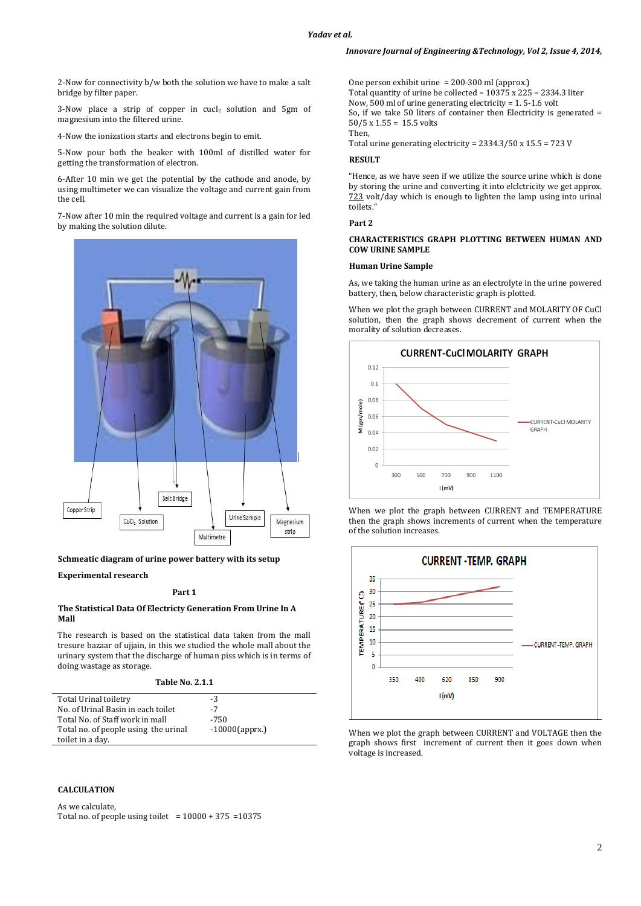2-Now for connectivity b/w both the solution we have to make a salt bridge by filter paper.

3-Now place a strip of copper in $cucl_2$ solution and 5gm of magnesium into the filtered urine.

4-Now the ionization starts and electrons begin to emit.

5-Now pour both the beaker with 100ml of distilled water for getting the transformation of electron.

6-After 10 min we get the potential by the cathode and anode, by using multimeter we can visualize the voltage and current gain from the cell.

7-Now after 10 min the required voltage and current is a gain for led by making the solution dilute.

**Schmeatic diagram of urine power battery with its setup**

**Experimental research**

**Part 1**

**The Statistical Data Of Electricity Generation From Urine In A Mall**

The research is based on the statistical data taken from the mall tresure bazaar of ujjain, in this we studied the whole mall about the urinary system that the discharge of human piss which is in terms of doing wastage as storage.

**Table No. 2.1.1**

| | |
|---|---|
| Total Urinal toiletry | -3 |
| No. of Urinal Basin in each toilet | -7 |
| Total No. of Staff work in mall | -750 |
| Total no. of people using the urinal toilet in a day. | -10000(apprx.) |

**CALCULATION**

As we calculate,
Total no. of people using toilet = 10000 + 375 =10375

One person exhibit urine = 200-300 ml (approx.)
Total quantity of urine be collected = 10375 x 225 = 2334.3 liter
Now, 500 ml of urine generating electricity = 1. 5-1.6 volt
So, if we take 50 liters of container then Electricity is generated = 50/5 x 1.55 = 15.5 volts
Then,
Total urine generating electricity = 2334.3/50 x 15.5 = 723 V

**RESULT**

"Hence, as we have seen if we utilize the source urine which is done by storing the urine and converting it into elclctricity we get approx. 723 volt/day which is enough to lighten the lamp using into urinal toilets."

**Part 2**

**CHARACTERISTICS GRAPH PLOTTING BETWEEN HUMAN AND COW URINE SAMPLE**

**Human Urine Sample**

As, we taking the human urine as an electrolyte in the urine powered battery, then, below characteristic graph is plotted.

When we plot the graph between CURRENT and MOLARITY OF CuCl solution, then the graph shows decrement of current when the morality of solution decreases.

When we plot the graph between CURRENT and TEMPERATURE then the graph shows increments of current when the temperature of the solution increases.

When we plot the graph between CURRENT and VOLTAGE then the graph shows first increment of current then it goes down when voltage is increased.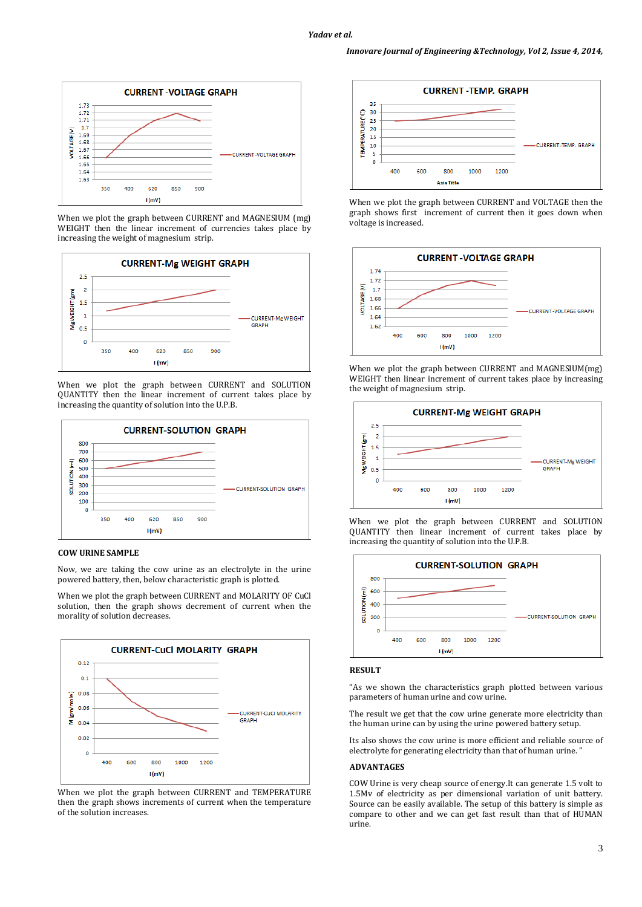When we plot the graph between CURRENT and MAGNESIUM (mg) WEIGHT then the linear increment of currencies takes place by increasing the weight of magnesium strip.

When we plot the graph between CURRENT and SOLUTION QUANTITY then the linear increment of current takes place by increasing the quantity of solution into the U.P.B.

**COW URINE SAMPLE**

Now, we are taking the cow urine as an electrolyte in the urine powered battery, then, below characteristic graph is plotted.

When we plot the graph between CURRENT and MOLARITY OF CuCl solution, then the graph shows decrement of current when the morality of solution decreases.

When we plot the graph between CURRENT and TEMPERATURE then the graph shows increments of current when the temperature of the solution increases.

When we plot the graph between CURRENT and VOLTAGE then the graph shows first increment of current then it goes down when voltage is increased.

When we plot the graph between CURRENT and MAGNESIUM(mg) WEIGHT then linear increment of current takes place by increasing the weight of magnesium strip.

When we plot the graph between CURRENT and SOLUTION QUANTITY then linear increment of current takes place by increasing the quantity of solution into the U.P.B.

**RESULT**

"As we shown the characteristics graph plotted between various parameters of human urine and cow urine.

The result we get that the cow urine generate more electricity than the human urine can by using the urine powered battery setup.

Its also shows the cow urine is more efficient and reliable source of electrolyte for generating electricity than that of human urine. "

**ADVANTAGES**

COW Urine is very cheap source of energy.It can generate 1.5 volt to 1.5Mv of electricity as per dimensional variation of unit battery. Source can be easily available. The setup of this battery is simple as compare to other and we can get fast result than that of HUMAN urine.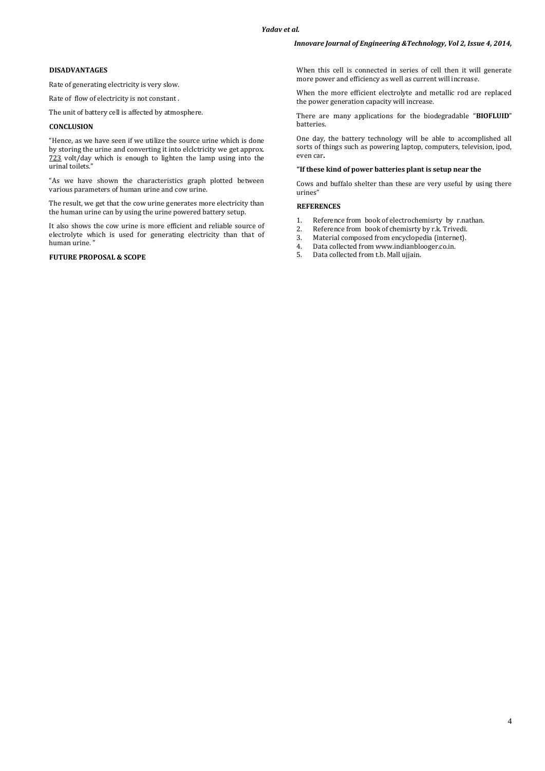**DISADVANTAGES**

Rate of generating electricity is very slow.

Rate of flow of electricity is not constant .

The unit of battery cell is affected by atmosphere.

**CONCLUSION**

"Hence, as we have seen if we utilize the source urine which is done by storing the urine and converting it into elclctricity we get approx. 723 volt/day which is enough to lighten the lamp using into the urinal toilets."

"As we have shown the characteristics graph plotted between various parameters of human urine and cow urine.

The result, we get that the cow urine generates more electricity than the human urine can by using the urine powered battery setup.

It also shows the cow urine is more efficient and reliable source of electrolyte which is used for generating electricity than that of human urine. "

**FUTURE PROPOSAL & SCOPE**

When this cell is connected in series of cell then it will generate more power and efficiency as well as current will increase.

When the more efficient electrolyte and metallic rod are replaced the power generation capacity will increase.

There are many applications for the biodegradable "**BIOFLUID**" batteries.

One day, the battery technology will be able to accomplished all sorts of things such as powering laptop, computers, television, ipod, even car**.**

**"If these kind of power batteries plant is setup near the**

Cows and buffalo shelter than these are very useful by using there urines"

**REFERENCES**

1. Reference from book of electrochemisrty by r.nathan.
2. Reference from book of chemisrty by r.k. Trivedi.
3. Material composed from encyclopedia (internet).
4. Data collected from www.indianblooger.co.in.
5. Data collected from t.b. Mall ujjain.